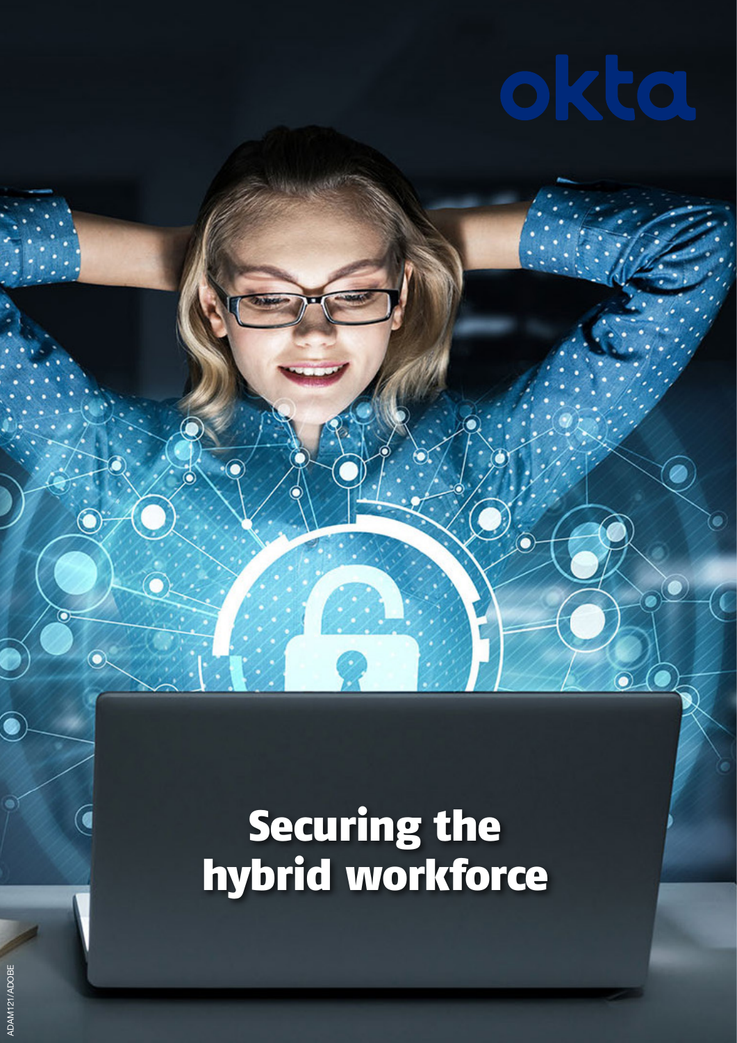okta

# Securing the hybrid workforce

ADAM121/ADOBE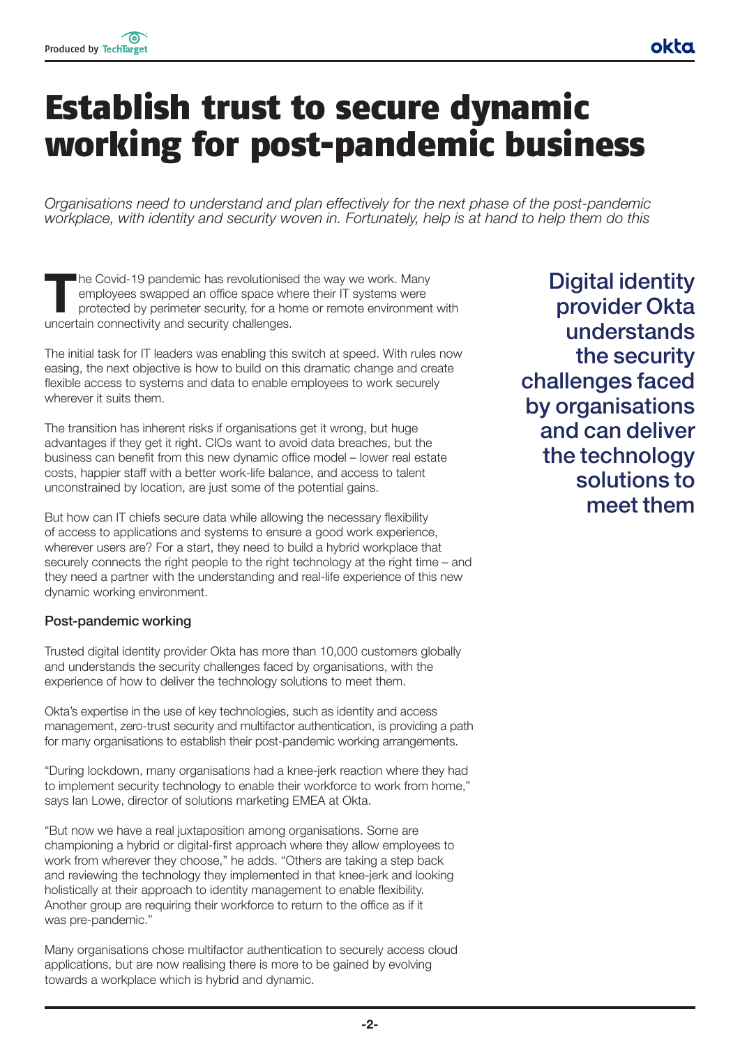# Establish trust to secure dynamic working for post-pandemic business

*Organisations need to understand and plan effectively for the next phase of the post-pandemic workplace, with identity and security woven in. Fortunately, help is at hand to help them do this*

The Covid-19 pandemic has revolutionised the way we work. Many employees swapped an office space where their IT systems were protected by perimeter security, for a home or remote environment with uncertain connectivity and security challenges.

The initial task for IT leaders was enabling this switch at speed. With rules now easing, the next objective is how to build on this dramatic change and create flexible access to systems and data to enable employees to work securely wherever it suits them.

The transition has inherent risks if organisations get it wrong, but huge advantages if they get it right. CIOs want to avoid data breaches, but the business can benefit from this new dynamic office model – lower real estate costs, happier staff with a better work-life balance, and access to talent unconstrained by location, are just some of the potential gains.

But how can IT chiefs secure data while allowing the necessary flexibility of access to applications and systems to ensure a good work experience, wherever users are? For a start, they need to build a hybrid workplace that securely connects the right people to the right technology at the right time – and they need a partner with the understanding and real-life experience of this new dynamic working environment.

**Digital identity provider Okta understands the security challenges faced by organisations and can deliver the technology solutions to meet them**

### Post-pandemic working

Trusted digital identity provider Okta has more than 10,000 customers globally and understands the security challenges faced by organisations, with the experience of how to deliver the technology solutions to meet them.

Okta's expertise in the use of key technologies, such as identity and access management, zero-trust security and multifactor authentication, is providing a path for many organisations to establish their post-pandemic working arrangements.

"During lockdown, many organisations had a knee-jerk reaction where they had to implement security technology to enable their workforce to work from home," says Ian Lowe, director of solutions marketing EMEA at Okta.

"But now we have a real juxtaposition among organisations. Some are championing a hybrid or digital-first approach where they allow employees to work from wherever they choose," he adds. "Others are taking a step back and reviewing the technology they implemented in that knee-jerk and looking holistically at their approach to identity management to enable flexibility. Another group are requiring their workforce to return to the office as if it was pre-pandemic."

Many organisations chose multifactor authentication to securely access cloud applications, but are now realising there is more to be gained by evolving towards a workplace which is hybrid and dynamic.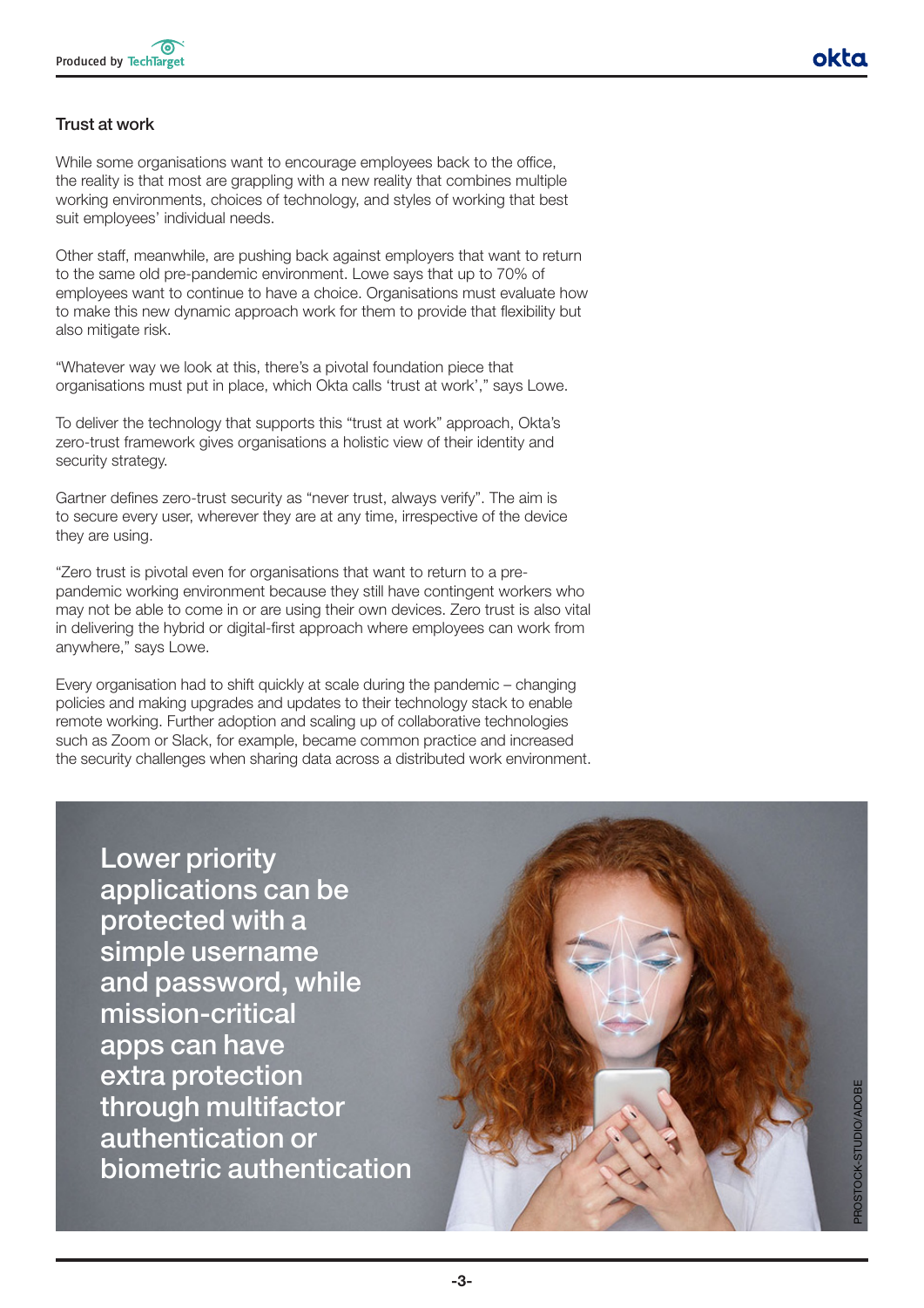## Trust at work

While some organisations want to encourage employees back to the office, the reality is that most are grappling with a new reality that combines multiple working environments, choices of technology, and styles of working that best suit employees' individual needs.

Other staff, meanwhile, are pushing back against employers that want to return to the same old pre-pandemic environment. Lowe says that up to 70% of employees want to continue to have a choice. Organisations must evaluate how to make this new dynamic approach work for them to provide that flexibility but also mitigate risk.

"Whatever way we look at this, there's a pivotal foundation piece that organisations must put in place, which Okta calls 'trust at work'," says Lowe.

To deliver the technology that supports this "trust at work" approach, Okta's zero-trust framework gives organisations a holistic view of their identity and security strategy.

Gartner defines zero-trust security as "never trust, always verify". The aim is to secure every user, wherever they are at any time, irrespective of the device they are using.

"Zero trust is pivotal even for organisations that want to return to a pre-pandemic working environment because they still have contingent workers who may not be able to come in or are using their own devices. Zero trust is also vital in delivering the hybrid or digital-first approach where employees can work from anywhere," says Lowe.

Every organisation had to shift quickly at scale during the pandemic – changing policies and making upgrades and updates to their technology stack to enable remote working. Further adoption and scaling up of collaborative technologies such as Zoom or Slack, for example, became common practice and increased the security challenges when sharing data across a distributed work environment.

> Lower priority applications can be protected with a simple username and password, while mission-critical apps can have extra protection through multifactor authentication or biometric authentication

PROSTOCK-STUDIO/ADOBE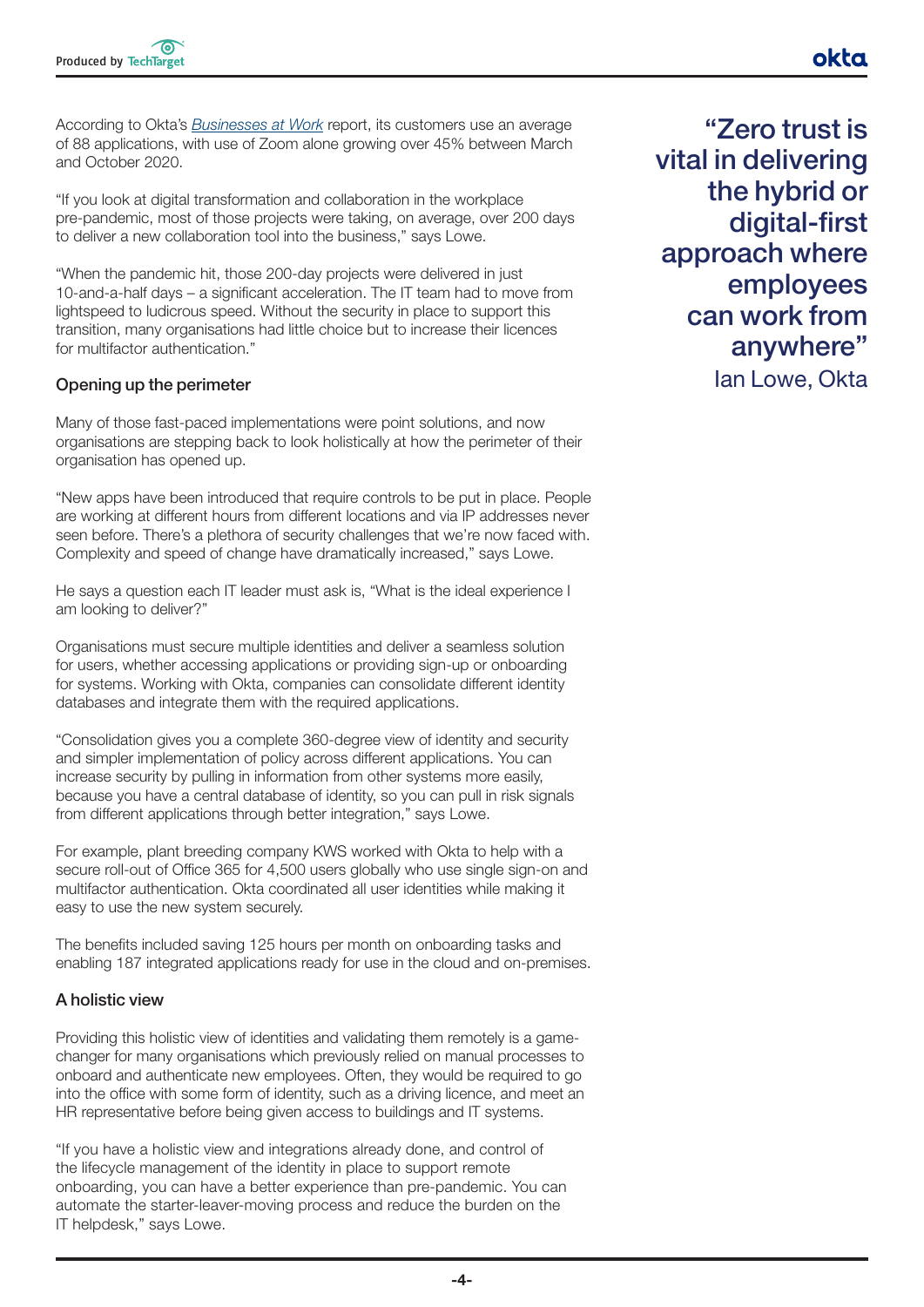According to Okta's *Businesses at Work* report, its customers use an average of 88 applications, with use of Zoom alone growing over 45% between March and October 2020.

"If you look at digital transformation and collaboration in the workplace pre-pandemic, most of those projects were taking, on average, over 200 days to deliver a new collaboration tool into the business," says Lowe.

"When the pandemic hit, those 200-day projects were delivered in just 10-and-a-half days – a significant acceleration. The IT team had to move from lightspeed to ludicrous speed. Without the security in place to support this transition, many organisations had little choice but to increase their licences for multifactor authentication."

> **"Zero trust is vital in delivering the hybrid or digital-first approach where employees can work from anywhere"**
> Ian Lowe, Okta

### Opening up the perimeter

Many of those fast-paced implementations were point solutions, and now organisations are stepping back to look holistically at how the perimeter of their organisation has opened up.

"New apps have been introduced that require controls to be put in place. People are working at different hours from different locations and via IP addresses never seen before. There's a plethora of security challenges that we're now faced with. Complexity and speed of change have dramatically increased," says Lowe.

He says a question each IT leader must ask is, "What is the ideal experience I am looking to deliver?"

Organisations must secure multiple identities and deliver a seamless solution for users, whether accessing applications or providing sign-up or onboarding for systems. Working with Okta, companies can consolidate different identity databases and integrate them with the required applications.

"Consolidation gives you a complete 360-degree view of identity and security and simpler implementation of policy across different applications. You can increase security by pulling in information from other systems more easily, because you have a central database of identity, so you can pull in risk signals from different applications through better integration," says Lowe.

For example, plant breeding company KWS worked with Okta to help with a secure roll-out of Office 365 for 4,500 users globally who use single sign-on and multifactor authentication. Okta coordinated all user identities while making it easy to use the new system securely.

The benefits included saving 125 hours per month on onboarding tasks and enabling 187 integrated applications ready for use in the cloud and on-premises.

### A holistic view

Providing this holistic view of identities and validating them remotely is a game-changer for many organisations which previously relied on manual processes to onboard and authenticate new employees. Often, they would be required to go into the office with some form of identity, such as a driving licence, and meet an HR representative before being given access to buildings and IT systems.

"If you have a holistic view and integrations already done, and control of the lifecycle management of the identity in place to support remote onboarding, you can have a better experience than pre-pandemic. You can automate the starter-leaver-moving process and reduce the burden on the IT helpdesk," says Lowe.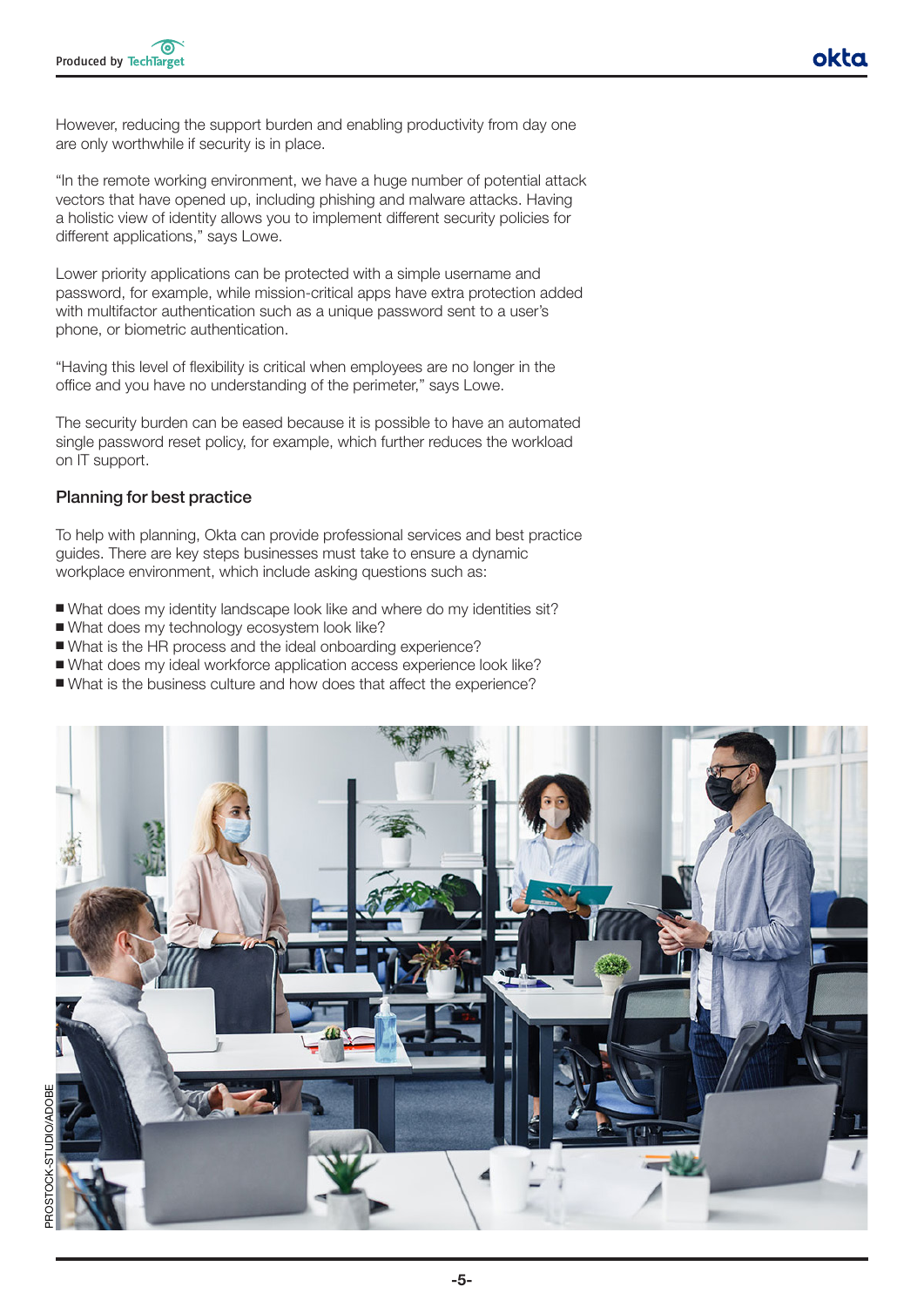However, reducing the support burden and enabling productivity from day one are only worthwhile if security is in place.

"In the remote working environment, we have a huge number of potential attack vectors that have opened up, including phishing and malware attacks. Having a holistic view of identity allows you to implement different security policies for different applications," says Lowe.

Lower priority applications can be protected with a simple username and password, for example, while mission-critical apps have extra protection added with multifactor authentication such as a unique password sent to a user's phone, or biometric authentication.

"Having this level of flexibility is critical when employees are no longer in the office and you have no understanding of the perimeter," says Lowe.

The security burden can be eased because it is possible to have an automated single password reset policy, for example, which further reduces the workload on IT support.

### Planning for best practice

To help with planning, Okta can provide professional services and best practice guides. There are key steps businesses must take to ensure a dynamic workplace environment, which include asking questions such as:

- What does my identity landscape look like and where do my identities sit?
- What does my technology ecosystem look like?
- What is the HR process and the ideal onboarding experience?
- What does my ideal workforce application access experience look like?
- What is the business culture and how does that affect the experience?

PROSTOCK-STUDIO/ADOBE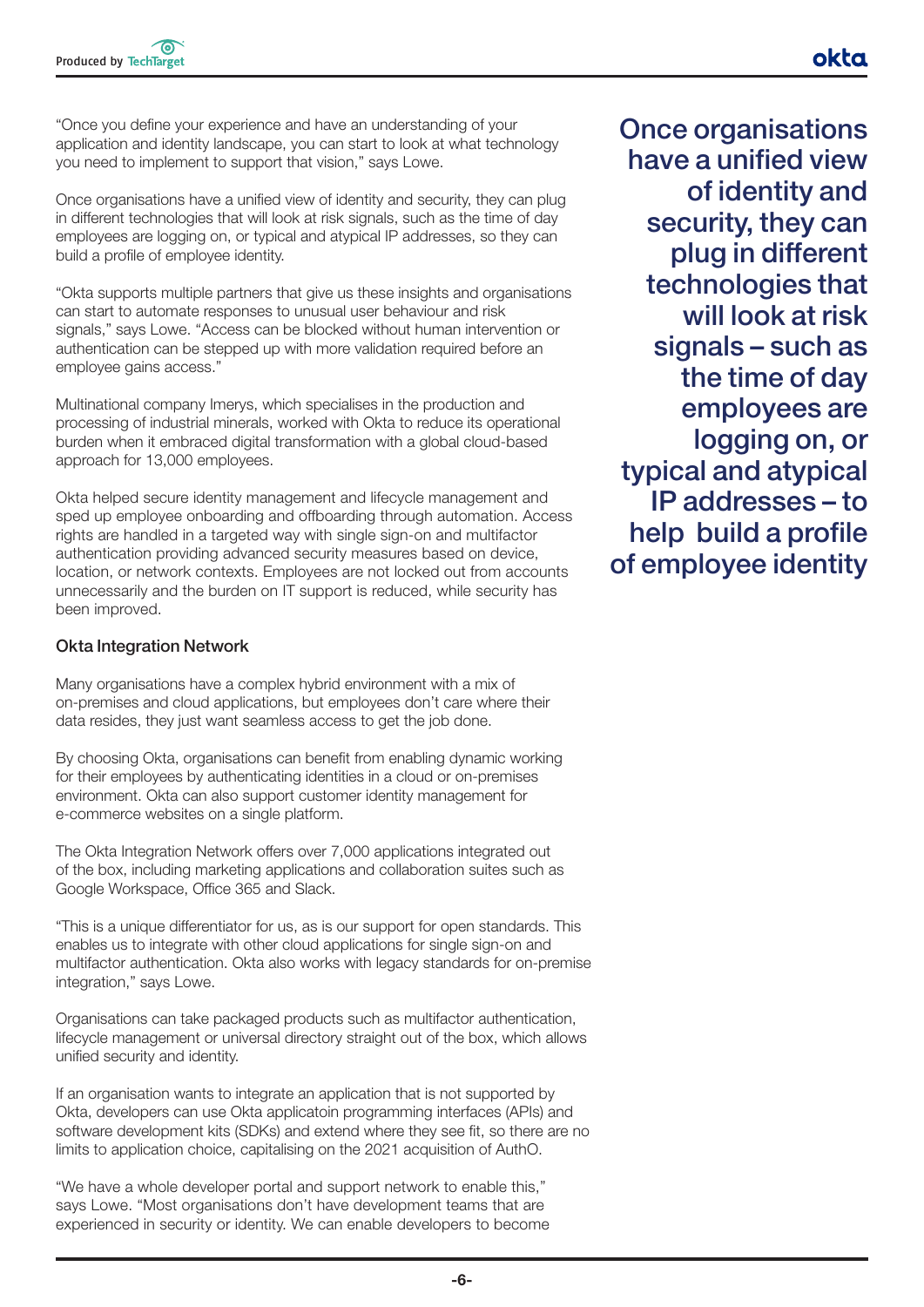"Once you define your experience and have an understanding of your application and identity landscape, you can start to look at what technology you need to implement to support that vision," says Lowe.

Once organisations have a unified view of identity and security, they can plug in different technologies that will look at risk signals, such as the time of day employees are logging on, or typical and atypical IP addresses, so they can build a profile of employee identity.

"Okta supports multiple partners that give us these insights and organisations can start to automate responses to unusual user behaviour and risk signals," says Lowe. "Access can be blocked without human intervention or authentication can be stepped up with more validation required before an employee gains access."

Multinational company Imerys, which specialises in the production and processing of industrial minerals, worked with Okta to reduce its operational burden when it embraced digital transformation with a global cloud-based approach for 13,000 employees.

Okta helped secure identity management and lifecycle management and sped up employee onboarding and offboarding through automation. Access rights are handled in a targeted way with single sign-on and multifactor authentication providing advanced security measures based on device, location, or network contexts. Employees are not locked out from accounts unnecessarily and the burden on IT support is reduced, while security has been improved.

> **Once organisations have a unified view of identity and security, they can plug in different technologies that will look at risk signals – such as the time of day employees are logging on, or typical and atypical IP addresses – to help build a profile of employee identity**

### Okta Integration Network

Many organisations have a complex hybrid environment with a mix of on-premises and cloud applications, but employees don't care where their data resides, they just want seamless access to get the job done.

By choosing Okta, organisations can benefit from enabling dynamic working for their employees by authenticating identities in a cloud or on-premises environment. Okta can also support customer identity management for e-commerce websites on a single platform.

The Okta Integration Network offers over 7,000 applications integrated out of the box, including marketing applications and collaboration suites such as Google Workspace, Office 365 and Slack.

"This is a unique differentiator for us, as is our support for open standards. This enables us to integrate with other cloud applications for single sign-on and multifactor authentication. Okta also works with legacy standards for on-premise integration," says Lowe.

Organisations can take packaged products such as multifactor authentication, lifecycle management or universal directory straight out of the box, which allows unified security and identity.

If an organisation wants to integrate an application that is not supported by Okta, developers can use Okta applicatoin programming interfaces (APIs) and software development kits (SDKs) and extend where they see fit, so there are no limits to application choice, capitalising on the 2021 acquisition of Auth0.

"We have a whole developer portal and support network to enable this," says Lowe. "Most organisations don't have development teams that are experienced in security or identity. We can enable developers to become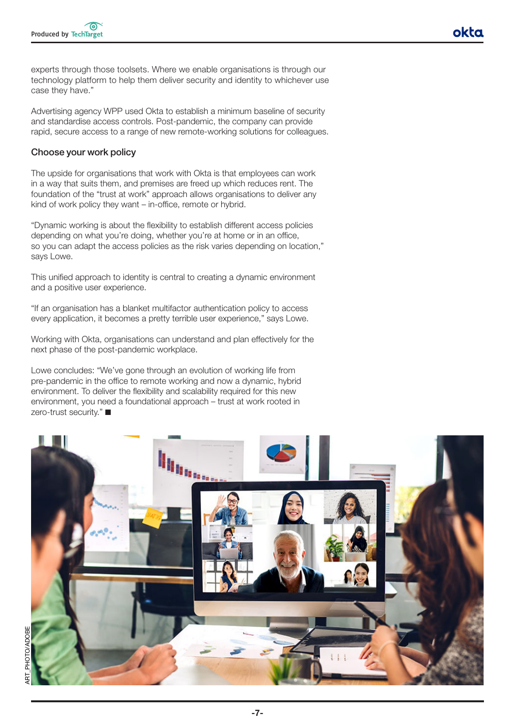experts through those toolsets. Where we enable organisations is through our technology platform to help them deliver security and identity to whichever use case they have."

Advertising agency WPP used Okta to establish a minimum baseline of security and standardise access controls. Post-pandemic, the company can provide rapid, secure access to a range of new remote-working solutions for colleagues.

### Choose your work policy

The upside for organisations that work with Okta is that employees can work in a way that suits them, and premises are freed up which reduces rent. The foundation of the "trust at work" approach allows organisations to deliver any kind of work policy they want – in-office, remote or hybrid.

"Dynamic working is about the flexibility to establish different access policies depending on what you're doing, whether you're at home or in an office, so you can adapt the access policies as the risk varies depending on location," says Lowe.

This unified approach to identity is central to creating a dynamic environment and a positive user experience.

"If an organisation has a blanket multifactor authentication policy to access every application, it becomes a pretty terrible user experience," says Lowe.

Working with Okta, organisations can understand and plan effectively for the next phase of the post-pandemic workplace.

Lowe concludes: "We've gone through an evolution of working life from pre-pandemic in the office to remote working and now a dynamic, hybrid environment. To deliver the flexibility and scalability required for this new environment, you need a foundational approach – trust at work rooted in zero-trust security." ■

ART_PHOTO/ADOBE